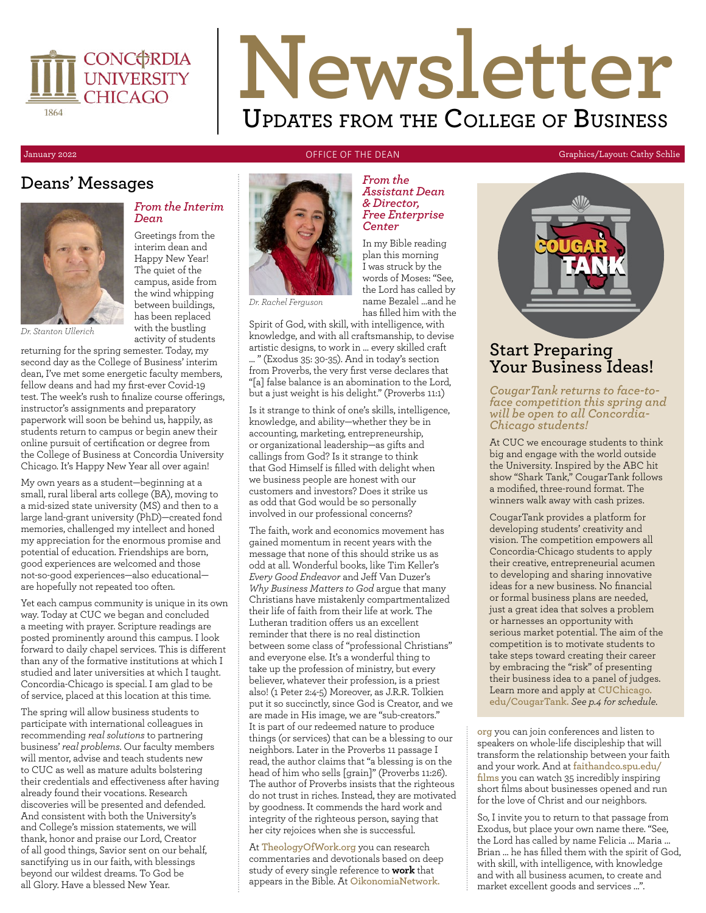# Newsletter

## Updates from the College of Business

January 2022 — OFFICE OF THE DEAN — Graphics/Layout: Cathy Schlie

## Deans' Messages

### *From the Interim Dean*

*Dr. Stanton Ullerich*

Greetings from the interim dean and Happy New Year! The quiet of the campus, aside from the wind whipping between buildings, has been replaced with the bustling activity of students returning for the spring semester. Today, my second day as the College of Business' interim dean, I've met some energetic faculty members, fellow deans and had my first-ever Covid-19 test. The week's rush to finalize course offerings, instructor's assignments and preparatory paperwork will soon be behind us, happily, as students return to campus or begin anew their online pursuit of certification or degree from the College of Business at Concordia University Chicago. It's Happy New Year all over again!

My own years as a student—beginning at a small, rural liberal arts college (BA), moving to a mid-sized state university (MS) and then to a large land-grant university (PhD)—created fond memories, challenged my intellect and honed my appreciation for the enormous promise and potential of education. Friendships are born, good experiences are welcomed and those not-so-good experiences—also educational—are hopefully not repeated too often.

Yet each campus community is unique in its own way. Today at CUC we began and concluded a meeting with prayer. Scripture readings are posted prominently around this campus. I look forward to daily chapel services. This is different than any of the formative institutions at which I studied and later universities at which I taught. Concordia-Chicago is special. I am glad to be of service, placed at this location at this time.

The spring will allow business students to participate with international colleagues in recommending *real solutions* to partnering business' *real problems*. Our faculty members will mentor, advise and teach students new to CUC as well as mature adults bolstering their credentials and effectiveness after having already found their vocations. Research discoveries will be presented and defended. And consistent with both the University's and College's mission statements, we will thank, honor and praise our Lord, Creator of all good things, Savior sent on our behalf, sanctifying us in our faith, with blessings beyond our wildest dreams. To God be all Glory. Have a blessed New Year.

### *From the Assistant Dean & Director, Free Enterprise Center*

*Dr. Rachel Ferguson*

In my Bible reading plan this morning I was struck by the words of Moses: "See, the Lord has called by name Bezalel ...and he has filled him with the Spirit of God, with skill, with intelligence, with knowledge, and with all craftsmanship, to devise artistic designs, to work in ... every skilled craft ... " (Exodus 35: 30-35). And in today's section from Proverbs, the very first verse declares that "[a] false balance is an abomination to the Lord, but a just weight is his delight." (Proverbs 11:1)

Is it strange to think of one's skills, intelligence, knowledge, and ability—whether they be in accounting, marketing, entrepreneurship, or organizational leadership—as gifts and callings from God? Is it strange to think that God Himself is filled with delight when we business people are honest with our customers and investors? Does it strike us as odd that God would be so personally involved in our professional concerns?

The faith, work and economics movement has gained momentum in recent years with the message that none of this should strike us as odd at all. Wonderful books, like Tim Keller's *Every Good Endeavor* and Jeff Van Duzer's *Why Business Matters to God* argue that many Christians have mistakenly compartmentalized their life of faith from their life at work. The Lutheran tradition offers us an excellent reminder that there is no real distinction between some class of "professional Christians" and everyone else. It's a wonderful thing to take up the profession of ministry, but every believer, whatever their profession, is a priest also! (1 Peter 2:4-5) Moreover, as J.R.R. Tolkien put it so succinctly, since God is Creator, and we are made in His image, we are "sub-creators." It is part of our redeemed nature to produce things (or services) that can be a blessing to our neighbors. Later in the Proverbs 11 passage I read, the author claims that "a blessing is on the head of him who sells [grain]" (Proverbs 11:26). The author of Proverbs insists that the righteous do not trust in riches. Instead, they are motivated by goodness. It commends the hard work and integrity of the righteous person, saying that her city rejoices when she is successful.

At **TheologyOfWork.org** you can research commentaries and devotionals based on deep study of every single reference to **work** that appears in the Bible. At **OikonomiaNetwork.org** you can join conferences and listen to speakers on whole-life discipleship that will transform the relationship between your faith and your work. And at **faithandco.spu.edu/films** you can watch 35 incredibly inspiring short films about businesses opened and run for the love of Christ and our neighbors.

So, I invite you to return to that passage from Exodus, but place your own name there. "See, the Lord has called by name Felicia ... Maria ... Brian ... he has filled them with the spirit of God, with skill, with intelligence, with knowledge and with all business acumen, to create and market excellent goods and services ...".

## Start Preparing Your Business Ideas!

*CougarTank returns to face-to-face competition this spring and will be open to all Concordia-Chicago students!*

At CUC we encourage students to think big and engage with the world outside the University. Inspired by the ABC hit show "Shark Tank," CougarTank follows a modified, three-round format. The winners walk away with cash prizes.

CougarTank provides a platform for developing students' creativity and vision. The competition empowers all Concordia-Chicago students to apply their creative, entrepreneurial acumen to developing and sharing innovative ideas for a new business. No financial or formal business plans are needed, just a great idea that solves a problem or harnesses an opportunity with serious market potential. The aim of the competition is to motivate students to take steps toward creating their career by embracing the "risk" of presenting their business idea to a panel of judges. Learn more and apply at **CUChicago.edu/CougarTank.** *See p.4 for schedule.*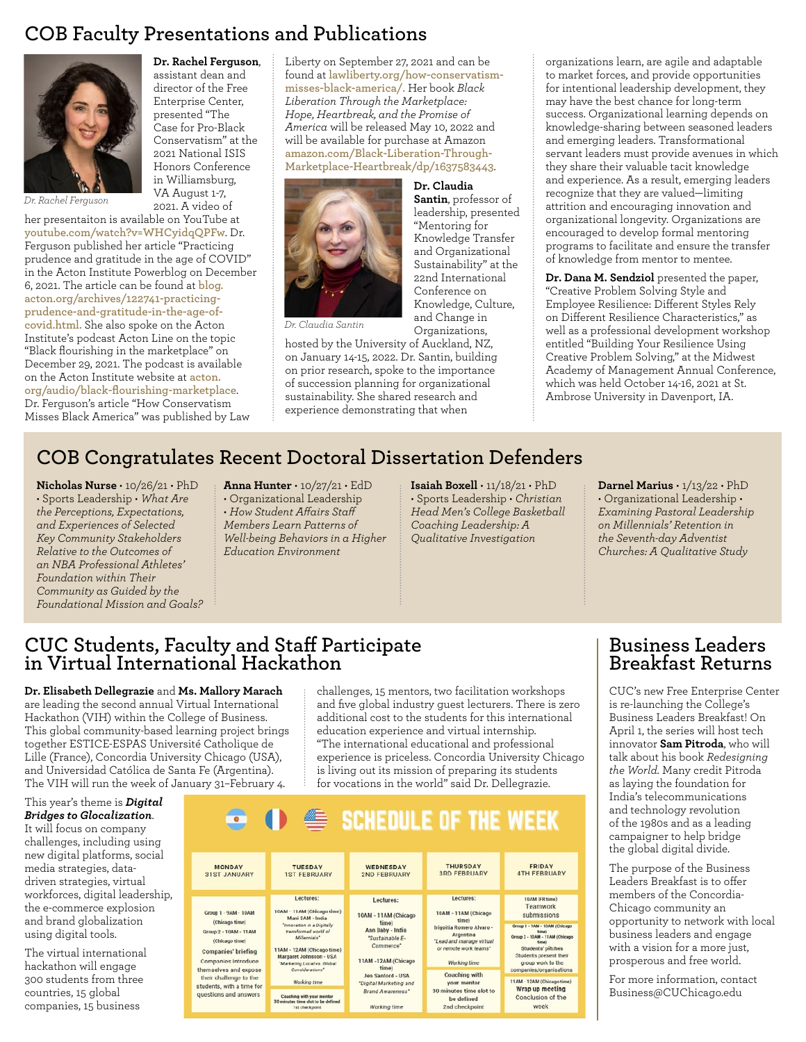# COB Faculty Presentations and Publications

Dr. Rachel Ferguson

**Dr. Rachel Ferguson**, assistant dean and director of the Free Enterprise Center, presented "The Case for Pro-Black Conservatism" at the 2021 National ISIS Honors Conference in Williamsburg, VA August 1-7, 2021. A video of her presentaiton is available on YouTube at youtube.com/watch?v=WHCyidqQPFw. Dr. Ferguson published her article "Practicing prudence and gratitude in the age of COVID" in the Acton Institute Powerblog on December 6, 2021. The article can be found at blog.acton.org/archives/122741-practicing-prudence-and-gratitude-in-the-age-of-covid.html. She also spoke on the Acton Institute's podcast Acton Line on the topic "Black flourishing in the marketplace" on December 29, 2021. The podcast is available on the Acton Institute website at acton.org/audio/black-flourishing-marketplace. Dr. Ferguson's article "How Conservatism Misses Black America" was published by Law Liberty on September 27, 2021 and can be found at lawliberty.org/how-conservatism-misses-black-america/. Her book *Black Liberation Through the Marketplace: Hope, Heartbreak, and the Promise of America* will be released May 10, 2022 and will be available for purchase at Amazon amazon.com/Black-Liberation-Through-Marketplace-Heartbreak/dp/1637583443.

Dr. Claudia Santin

**Dr. Claudia Santin**, professor of leadership, presented "Mentoring for Knowledge Transfer and Organizational Sustainability" at the 22nd International Conference on Knowledge, Culture, and Change in Organizations, hosted by the University of Auckland, NZ, on January 14-15, 2022. Dr. Santin, building on prior research, spoke to the importance of succession planning for organizational sustainability. She shared research and experience demonstrating that when organizations learn, are agile and adaptable to market forces, and provide opportunities for intentional leadership development, they may have the best chance for long-term success. Organizational learning depends on knowledge-sharing between seasoned leaders and emerging leaders. Transformational servant leaders must provide avenues in which they share their valuable tacit knowledge and experience. As a result, emerging leaders recognize that they are valued—limiting attrition and encouraging innovation and organizational longevity. Organizations are encouraged to develop formal mentoring programs to facilitate and ensure the transfer of knowledge from mentor to mentee.

**Dr. Dana M. Sendziol** presented the paper, "Creative Problem Solving Style and Employee Resilience: Different Styles Rely on Different Resilience Characteristics," as well as a professional development workshop entitled "Building Your Resilience Using Creative Problem Solving," at the Midwest Academy of Management Annual Conference, which was held October 14-16, 2021 at St. Ambrose University in Davenport, IA.

# COB Congratulates Recent Doctoral Dissertation Defenders

**Nicholas Nurse** • 10/26/21 • PhD • Sports Leadership • *What Are the Perceptions, Expectations, and Experiences of Selected Key Community Stakeholders Relative to the Outcomes of an NBA Professional Athletes' Foundation within Their Community as Guided by the Foundational Mission and Goals?*

**Anna Hunter** • 10/27/21 • EdD • Organizational Leadership • *How Student Affairs Staff Members Learn Patterns of Well-being Behaviors in a Higher Education Environment*

**Isaiah Boxell** • 11/18/21 • PhD • Sports Leadership • *Christian Head Men's College Basketball Coaching Leadership: A Qualitative Investigation*

**Darnel Marius** • 1/13/22 • PhD • Organizational Leadership • *Examining Pastoral Leadership on Millennials' Retention in the Seventh-day Adventist Churches: A Qualitative Study*

# CUC Students, Faculty and Staff Participate in Virtual International Hackathon

**Dr. Elisabeth Dellegrazie** and **Ms. Mallory Marach** are leading the second annual Virtual International Hackathon (VIH) within the College of Business. This global community-based learning project brings together ESTICE-ESPAS Université Catholique de Lille (France), Concordia University Chicago (USA), and Universidad Católica de Santa Fe (Argentina). The VIH will run the week of January 31–February 4.

This year's theme is ***Digital Bridges to Glocalization***. It will focus on company challenges, including using new digital platforms, social media strategies, data-driven strategies, virtual workforces, digital leadership, the e-commerce explosion and brand globalization using digital tools.

The virtual international hackathon will engage 300 students from three countries, 15 global companies, 15 business challenges, 15 mentors, two facilitation workshops and five global industry guest lecturers. There is zero additional cost to the students for this international education experience and virtual internship. "The international educational and professional experience is priceless. Concordia University Chicago is living out its mission of preparing its students for vocations in the world" said Dr. Dellegrazie.

**SCHEDULE OF THE WEEK**

| MONDAY 31ST JANUARY | TUESDAY 1ST FEBRUARY | WEDNESDAY 2ND FEBRUARY | THURSDAY 3RD FEBRUARY | FRIDAY 4TH FEBRUARY |
|---|---|---|---|---|
| Group 1 - 9AM - 10AM (Chicago time)<br>Group 2 - 10AM - 11AM (Chicago time)<br>Companies' briefing<br>Companies introduce themselves and expose their challenge to the students, with a time for questions and answers | Lectures:<br>10AM - 11AM (Chicago time) Mani SAM - India "Innovation in a Digitally transformed world of Millennials"<br>11AM - 12AM (Chicago time) Margaret Johnson - USA "Marketing Local vs. Global Considerations"<br>Working time<br>Coaching with your mentor 30 minutes time slot to be defined 1st checkpoint | Lectures:<br>10AM - 11AM (Chicago time) Ann Baby - India "Sustainable E-Commerce"<br>11AM - 12AM (Chicago time) Jen Sanford - USA "Digital Marketing and Brand Awareness"<br>Working time | Lectures:<br>10AM - 11AM (Chicago time) Irigoitia Romero Alvaro - Argentina "Lead and manage virtual or remote work teams"<br>Working time<br>Coaching with your mentor 30 minutes time slot to be defined 2nd checkpoint | 10AM (FR time) Teamwork submissions<br>Group 1 - 9AM - 10AM (Chicago time)<br>Group 2 - 10AM - 11AM (Chicago time)<br>Students' pitches Students present their group work to the companies/organisations<br>11AM - 12AM (Chicago time) Wrap up meeting Conclusion of the week |

# Business Leaders Breakfast Returns

CUC's new Free Enterprise Center is re-launching the College's Business Leaders Breakfast! On April 1, the series will host tech innovator **Sam Pitroda**, who will talk about his book *Redesigning the World*. Many credit Pitroda as laying the foundation for India's telecommunications and technology revolution of the 1980s and as a leading campaigner to help bridge the global digital divide.

The purpose of the Business Leaders Breakfast is to offer members of the Concordia-Chicago community an opportunity to network with local business leaders and engage with a vision for a more just, prosperous and free world.

For more information, contact Business@CUChicago.edu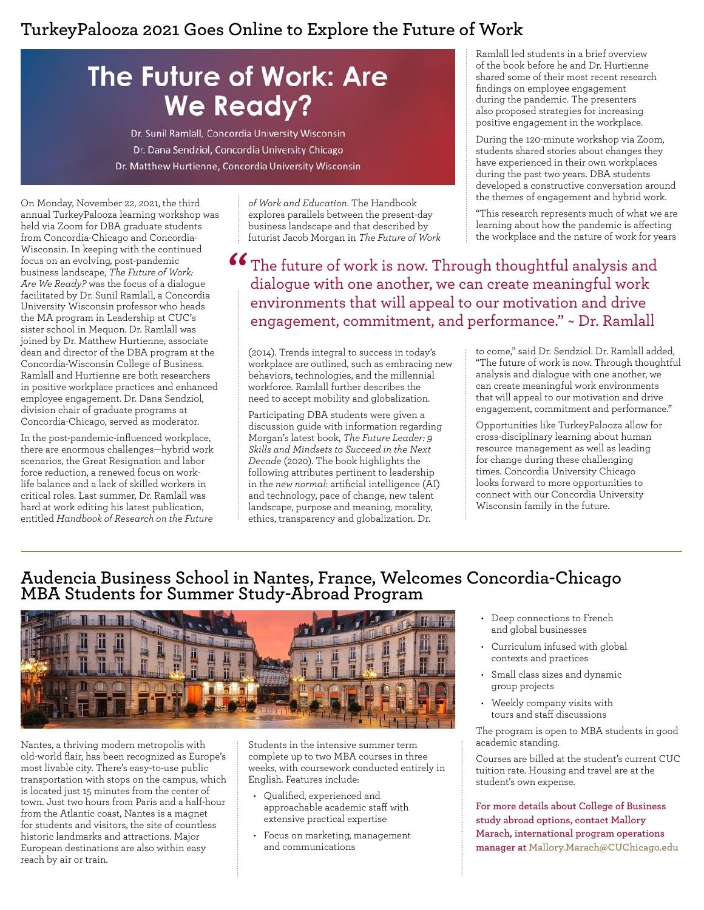## TurkeyPalooza 2021 Goes Online to Explore the Future of Work

**The Future of Work: Are We Ready?**

Dr. Sunil Ramlall, Concordia University Wisconsin
Dr. Dana Sendziol, Concordia University Chicago
Dr. Matthew Hurtienne, Concordia University Wisconsin

On Monday, November 22, 2021, the third annual TurkeyPalooza learning workshop was held via Zoom for DBA graduate students from Concordia-Chicago and Concordia-Wisconsin. In keeping with the continued focus on an evolving, post-pandemic business landscape, *The Future of Work: Are We Ready?* was the focus of a dialogue facilitated by Dr. Sunil Ramlall, a Concordia University Wisconsin professor who heads the MA program in Leadership at CUC's sister school in Mequon. Dr. Ramlall was joined by Dr. Matthew Hurtienne, associate dean and director of the DBA program at the Concordia-Wisconsin College of Business. Ramlall and Hurtienne are both researchers in positive workplace practices and enhanced employee engagement. Dr. Dana Sendziol, division chair of graduate programs at Concordia-Chicago, served as moderator.

In the post-pandemic-influenced workplace, there are enormous challenges—hybrid work scenarios, the Great Resignation and labor force reduction, a renewed focus on work-life balance and a lack of skilled workers in critical roles. Last summer, Dr. Ramlall was hard at work editing his latest publication, entitled *Handbook of Research on the Future of Work and Education*. The Handbook explores parallels between the present-day business landscape and that described by futurist Jacob Morgan in *The Future of Work* (2014). Trends integral to success in today's workplace are outlined, such as embracing new behaviors, technologies, and the millennial workforce. Ramlall further describes the need to accept mobility and globalization.

Participating DBA students were given a discussion guide with information regarding Morgan's latest book, *The Future Leader: 9 Skills and Mindsets to Succeed in the Next Decade* (2020). The book highlights the following attributes pertinent to leadership in the *new normal*: artificial intelligence (AI) and technology, pace of change, new talent landscape, purpose and meaning, morality, ethics, transparency and globalization. Dr. Ramlall led students in a brief overview of the book before he and Dr. Hurtienne shared some of their most recent research findings on employee engagement during the pandemic. The presenters also proposed strategies for increasing positive engagement in the workplace.

During the 120-minute workshop via Zoom, students shared stories about changes they have experienced in their own workplaces during the past two years. DBA students developed a constructive conversation around the themes of engagement and hybrid work.

"This research represents much of what we are learning about how the pandemic is affecting the workplace and the nature of work for years to come," said Dr. Sendziol. Dr. Ramlall added, "The future of work is now. Through thoughtful analysis and dialogue with one another, we can create meaningful work environments that will appeal to our motivation and drive engagement, commitment and performance."

> "The future of work is now. Through thoughtful analysis and dialogue with one another, we can create meaningful work environments that will appeal to our motivation and drive engagement, commitment, and performance." ~ Dr. Ramlall

Opportunities like TurkeyPalooza allow for cross-disciplinary learning about human resource management as well as leading for change during these challenging times. Concordia University Chicago looks forward to more opportunities to connect with our Concordia University Wisconsin family in the future.

## Audencia Business School in Nantes, France, Welcomes Concordia-Chicago MBA Students for Summer Study-Abroad Program

Nantes, a thriving modern metropolis with old-world flair, has been recognized as Europe's most livable city. There's easy-to-use public transportation with stops on the campus, which is located just 15 minutes from the center of town. Just two hours from Paris and a half-hour from the Atlantic coast, Nantes is a magnet for students and visitors, the site of countless historic landmarks and attractions. Major European destinations are also within easy reach by air or train.

Students in the intensive summer term complete up to two MBA courses in three weeks, with coursework conducted entirely in English. Features include:

- Qualified, experienced and approachable academic staff with extensive practical expertise
- Focus on marketing, management and communications
- Deep connections to French and global businesses
- Curriculum infused with global contexts and practices
- Small class sizes and dynamic group projects
- Weekly company visits with tours and staff discussions

The program is open to MBA students in good academic standing.

Courses are billed at the student's current CUC tuition rate. Housing and travel are at the student's own expense.

**For more details about College of Business study abroad options, contact Mallory Marach, international program operations manager at Mallory.Marach@CUChicago.edu**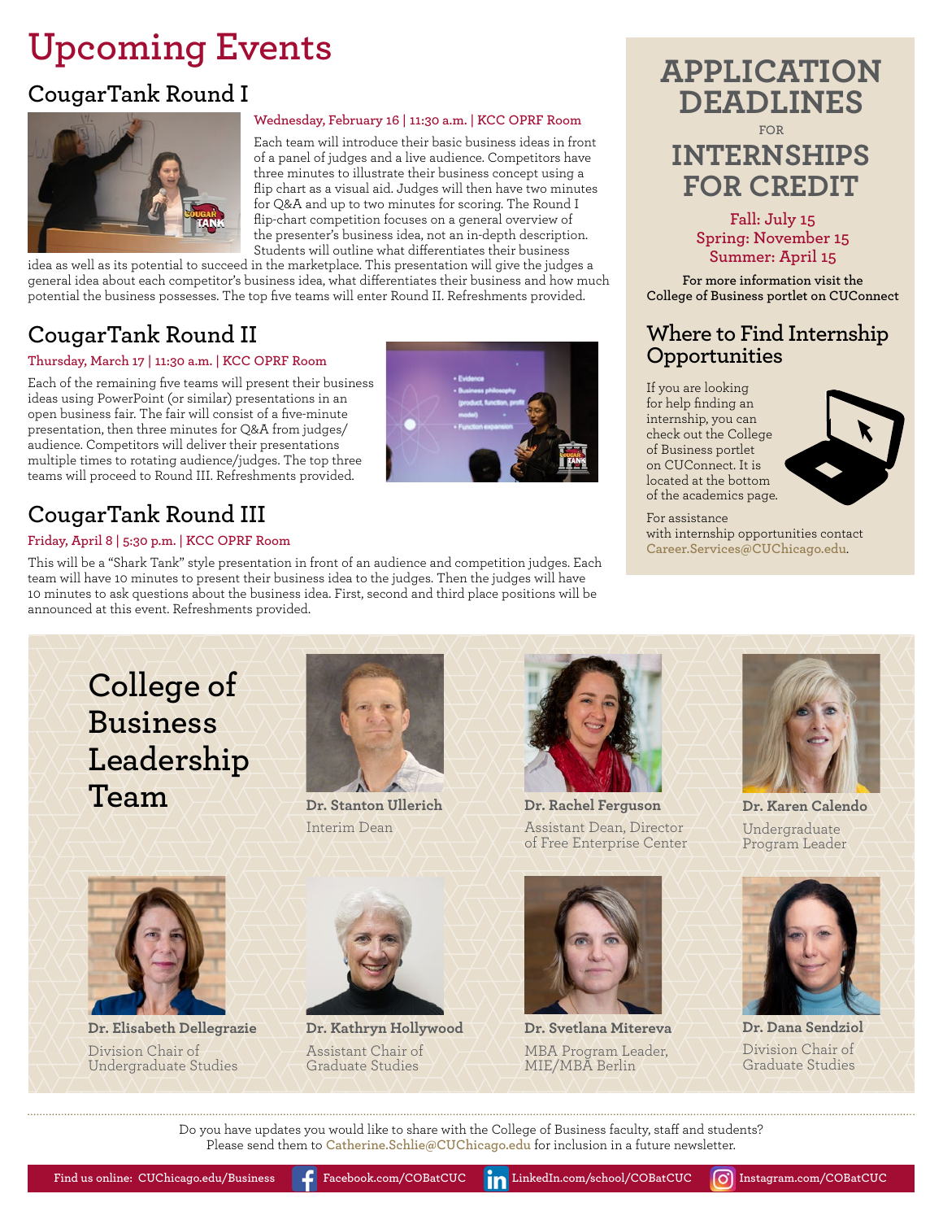# Upcoming Events

## CougarTank Round I

Wednesday, February 16 | 11:30 a.m. | KCC OPRF Room

Each team will introduce their basic business ideas in front of a panel of judges and a live audience. Competitors have three minutes to illustrate their business concept using a flip chart as a visual aid. Judges will then have two minutes for Q&A and up to two minutes for scoring. The Round I flip-chart competition focuses on a general overview of the presenter's business idea, not an in-depth description. Students will outline what differentiates their business idea as well as its potential to succeed in the marketplace. This presentation will give the judges a general idea about each competitor's business idea, what differentiates their business and how much potential the business possesses. The top five teams will enter Round II. Refreshments provided.

## CougarTank Round II

Thursday, March 17 | 11:30 a.m. | KCC OPRF Room

Each of the remaining five teams will present their business ideas using PowerPoint (or similar) presentations in an open business fair. The fair will consist of a five-minute presentation, then three minutes for Q&A from judges/audience. Competitors will deliver their presentations multiple times to rotating audience/judges. The top three teams will proceed to Round III. Refreshments provided.

## CougarTank Round III

Friday, April 8 | 5:30 p.m. | KCC OPRF Room

This will be a "Shark Tank" style presentation in front of an audience and competition judges. Each team will have 10 minutes to present their business idea to the judges. Then the judges will have 10 minutes to ask questions about the business idea. First, second and third place positions will be announced at this event. Refreshments provided.

## APPLICATION DEADLINES FOR INTERNSHIPS FOR CREDIT

Fall: July 15
Spring: November 15
Summer: April 15

**For more information visit the College of Business portlet on CUConnect**

## Where to Find Internship Opportunities

If you are looking for help finding an internship, you can check out the College of Business portlet on CUConnect. It is located at the bottom of the academics page.

For assistance with internship opportunities contact Career.Services@CUChicago.edu.

## College of Business Leadership Team

**Dr. Stanton Ullerich**
Interim Dean

**Dr. Rachel Ferguson**
Assistant Dean, Director of Free Enterprise Center

**Dr. Karen Calendo**
Undergraduate Program Leader

**Dr. Elisabeth Dellegrazie**
Division Chair of Undergraduate Studies

**Dr. Kathryn Hollywood**
Assistant Chair of Graduate Studies

**Dr. Svetlana Mitereva**
MBA Program Leader, MIE/MBA Berlin

**Dr. Dana Sendziol**
Division Chair of Graduate Studies

Do you have updates you would like to share with the College of Business faculty, staff and students? Please send them to Catherine.Schlie@CUChicago.edu for inclusion in a future newsletter.

Find us online: CUChicago.edu/Business | Facebook.com/COBatCUC | LinkedIn.com/school/COBatCUC | Instagram.com/COBatCUC